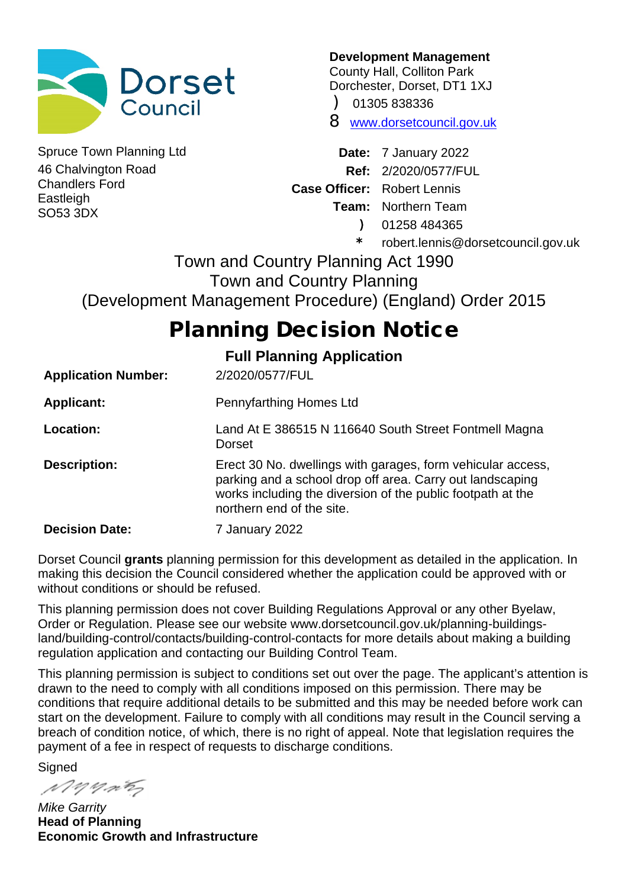Dorset Council

**Development Management**
County Hall, Colliton Park
Dorchester, Dorset, DT1 1XJ
) 01305 838336
8 www.dorsetcouncil.gov.uk

Spruce Town Planning Ltd
46 Chalvington Road
Chandlers Ford
Eastleigh
SO53 3DX

**Date:** 7 January 2022
**Ref:** 2/2020/0577/FUL
**Case Officer:** Robert Lennis
**Team:** Northern Team
) 01258 484365
* robert.lennis@dorsetcouncil.gov.uk

Town and Country Planning Act 1990
Town and Country Planning
(Development Management Procedure) (England) Order 2015

# Planning Decision Notice

## Full Planning Application

| | |
|---|---|
| **Application Number:** | 2/2020/0577/FUL |
| **Applicant:** | Pennyfarthing Homes Ltd |
| **Location:** | Land At E 386515 N 116640 South Street Fontmell Magna Dorset |
| **Description:** | Erect 30 No. dwellings with garages, form vehicular access, parking and a school drop off area. Carry out landscaping works including the diversion of the public footpath at the northern end of the site. |
| **Decision Date:** | 7 January 2022 |

Dorset Council **grants** planning permission for this development as detailed in the application. In making this decision the Council considered whether the application could be approved with or without conditions or should be refused.

This planning permission does not cover Building Regulations Approval or any other Byelaw, Order or Regulation. Please see our website www.dorsetcouncil.gov.uk/planning-buildings-land/building-control/contacts/building-control-contacts for more details about making a building regulation application and contacting our Building Control Team.

This planning permission is subject to conditions set out over the page. The applicant's attention is drawn to the need to comply with all conditions imposed on this permission. There may be conditions that require additional details to be submitted and this may be needed before work can start on the development. Failure to comply with all conditions may result in the Council serving a breach of condition notice, of which, there is no right of appeal. Note that legislation requires the payment of a fee in respect of requests to discharge conditions.

Signed

*Mike Garrity*
**Head of Planning**
**Economic Growth and Infrastructure**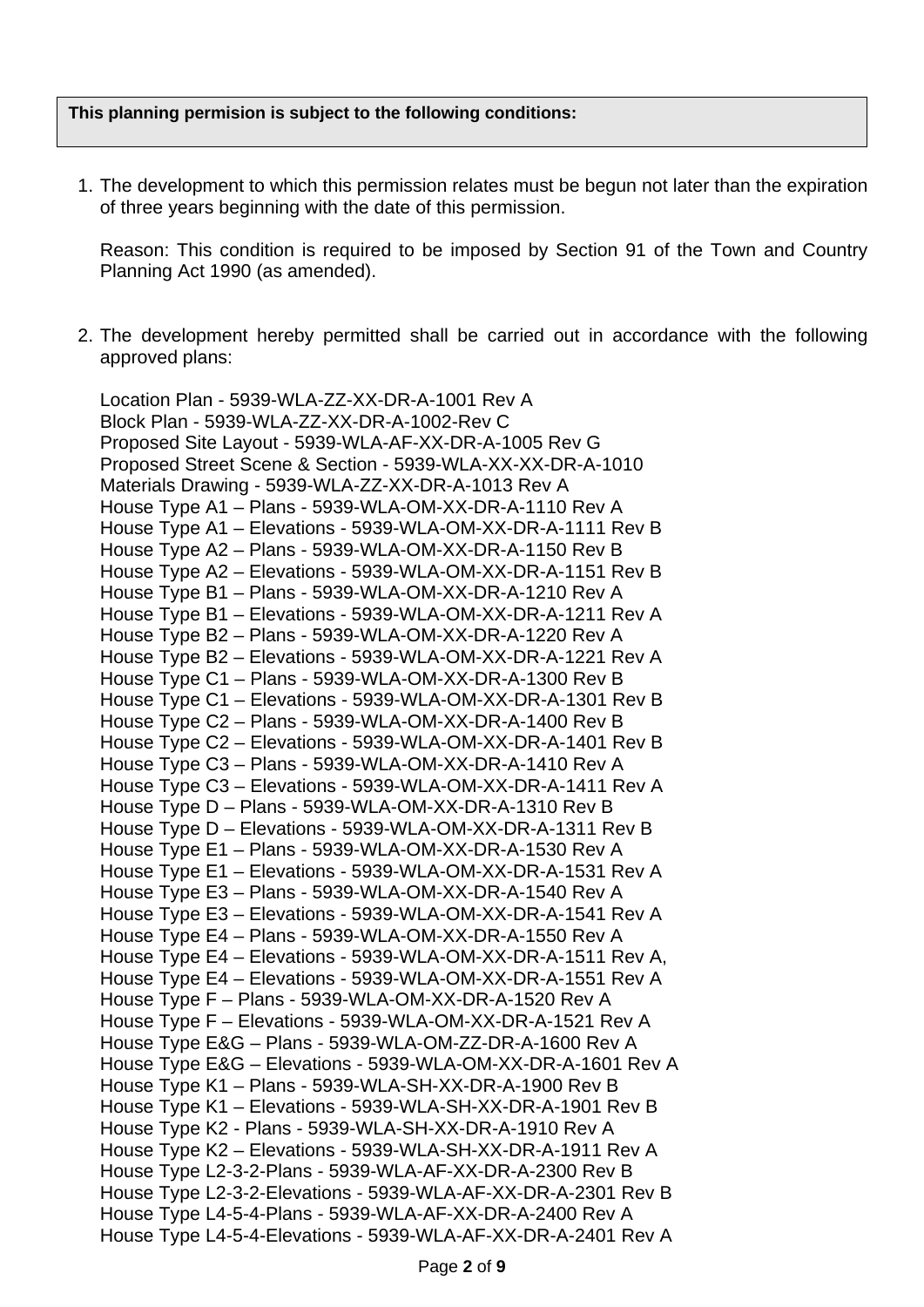**This planning permision is subject to the following conditions:**

1. The development to which this permission relates must be begun not later than the expiration of three years beginning with the date of this permission.

   Reason: This condition is required to be imposed by Section 91 of the Town and Country Planning Act 1990 (as amended).

2. The development hereby permitted shall be carried out in accordance with the following approved plans:

   Location Plan - 5939-WLA-ZZ-XX-DR-A-1001 Rev A
   Block Plan - 5939-WLA-ZZ-XX-DR-A-1002-Rev C
   Proposed Site Layout - 5939-WLA-AF-XX-DR-A-1005 Rev G
   Proposed Street Scene & Section - 5939-WLA-XX-XX-DR-A-1010
   Materials Drawing - 5939-WLA-ZZ-XX-DR-A-1013 Rev A
   House Type A1 – Plans - 5939-WLA-OM-XX-DR-A-1110 Rev A
   House Type A1 – Elevations - 5939-WLA-OM-XX-DR-A-1111 Rev B
   House Type A2 – Plans - 5939-WLA-OM-XX-DR-A-1150 Rev B
   House Type A2 – Elevations - 5939-WLA-OM-XX-DR-A-1151 Rev B
   House Type B1 – Plans - 5939-WLA-OM-XX-DR-A-1210 Rev A
   House Type B1 – Elevations - 5939-WLA-OM-XX-DR-A-1211 Rev A
   House Type B2 – Plans - 5939-WLA-OM-XX-DR-A-1220 Rev A
   House Type B2 – Elevations - 5939-WLA-OM-XX-DR-A-1221 Rev A
   House Type C1 – Plans - 5939-WLA-OM-XX-DR-A-1300 Rev B
   House Type C1 – Elevations - 5939-WLA-OM-XX-DR-A-1301 Rev B
   House Type C2 – Plans - 5939-WLA-OM-XX-DR-A-1400 Rev B
   House Type C2 – Elevations - 5939-WLA-OM-XX-DR-A-1401 Rev B
   House Type C3 – Plans - 5939-WLA-OM-XX-DR-A-1410 Rev A
   House Type C3 – Elevations - 5939-WLA-OM-XX-DR-A-1411 Rev A
   House Type D – Plans - 5939-WLA-OM-XX-DR-A-1310 Rev B
   House Type D – Elevations - 5939-WLA-OM-XX-DR-A-1311 Rev B
   House Type E1 – Plans - 5939-WLA-OM-XX-DR-A-1530 Rev A
   House Type E1 – Elevations - 5939-WLA-OM-XX-DR-A-1531 Rev A
   House Type E3 – Plans - 5939-WLA-OM-XX-DR-A-1540 Rev A
   House Type E3 – Elevations - 5939-WLA-OM-XX-DR-A-1541 Rev A
   House Type E4 – Plans - 5939-WLA-OM-XX-DR-A-1550 Rev A
   House Type E4 – Elevations - 5939-WLA-OM-XX-DR-A-1511 Rev A,
   House Type E4 – Elevations - 5939-WLA-OM-XX-DR-A-1551 Rev A
   House Type F – Plans - 5939-WLA-OM-XX-DR-A-1520 Rev A
   House Type F – Elevations - 5939-WLA-OM-XX-DR-A-1521 Rev A
   House Type E&G – Plans - 5939-WLA-OM-ZZ-DR-A-1600 Rev A
   House Type E&G – Elevations - 5939-WLA-OM-XX-DR-A-1601 Rev A
   House Type K1 – Plans - 5939-WLA-SH-XX-DR-A-1900 Rev B
   House Type K1 – Elevations - 5939-WLA-SH-XX-DR-A-1901 Rev B
   House Type K2 - Plans - 5939-WLA-SH-XX-DR-A-1910 Rev A
   House Type K2 – Elevations - 5939-WLA-SH-XX-DR-A-1911 Rev A
   House Type L2-3-2-Plans - 5939-WLA-AF-XX-DR-A-2300 Rev B
   House Type L2-3-2-Elevations - 5939-WLA-AF-XX-DR-A-2301 Rev B
   House Type L4-5-4-Plans - 5939-WLA-AF-XX-DR-A-2400 Rev A
   House Type L4-5-4-Elevations - 5939-WLA-AF-XX-DR-A-2401 Rev A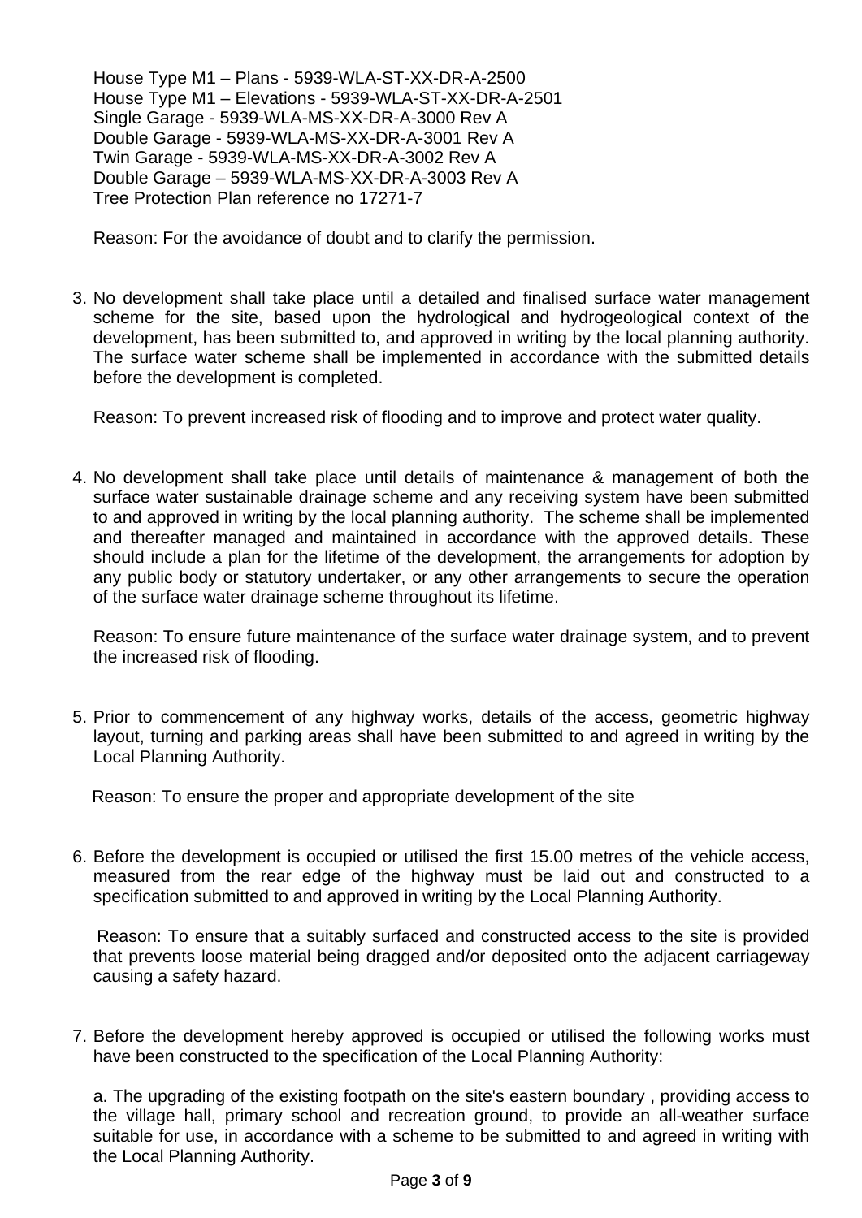House Type M1 – Plans - 5939-WLA-ST-XX-DR-A-2500
House Type M1 – Elevations - 5939-WLA-ST-XX-DR-A-2501
Single Garage - 5939-WLA-MS-XX-DR-A-3000 Rev A
Double Garage - 5939-WLA-MS-XX-DR-A-3001 Rev A
Twin Garage - 5939-WLA-MS-XX-DR-A-3002 Rev A
Double Garage – 5939-WLA-MS-XX-DR-A-3003 Rev A
Tree Protection Plan reference no 17271-7

Reason: For the avoidance of doubt and to clarify the permission.

3. No development shall take place until a detailed and finalised surface water management scheme for the site, based upon the hydrological and hydrogeological context of the development, has been submitted to, and approved in writing by the local planning authority. The surface water scheme shall be implemented in accordance with the submitted details before the development is completed.

   Reason: To prevent increased risk of flooding and to improve and protect water quality.

4. No development shall take place until details of maintenance & management of both the surface water sustainable drainage scheme and any receiving system have been submitted to and approved in writing by the local planning authority. The scheme shall be implemented and thereafter managed and maintained in accordance with the approved details. These should include a plan for the lifetime of the development, the arrangements for adoption by any public body or statutory undertaker, or any other arrangements to secure the operation of the surface water drainage scheme throughout its lifetime.

   Reason: To ensure future maintenance of the surface water drainage system, and to prevent the increased risk of flooding.

5. Prior to commencement of any highway works, details of the access, geometric highway layout, turning and parking areas shall have been submitted to and agreed in writing by the Local Planning Authority.

   Reason: To ensure the proper and appropriate development of the site

6. Before the development is occupied or utilised the first 15.00 metres of the vehicle access, measured from the rear edge of the highway must be laid out and constructed to a specification submitted to and approved in writing by the Local Planning Authority.

   Reason: To ensure that a suitably surfaced and constructed access to the site is provided that prevents loose material being dragged and/or deposited onto the adjacent carriageway causing a safety hazard.

7. Before the development hereby approved is occupied or utilised the following works must have been constructed to the specification of the Local Planning Authority:

   a. The upgrading of the existing footpath on the site's eastern boundary , providing access to the village hall, primary school and recreation ground, to provide an all-weather surface suitable for use, in accordance with a scheme to be submitted to and agreed in writing with the Local Planning Authority.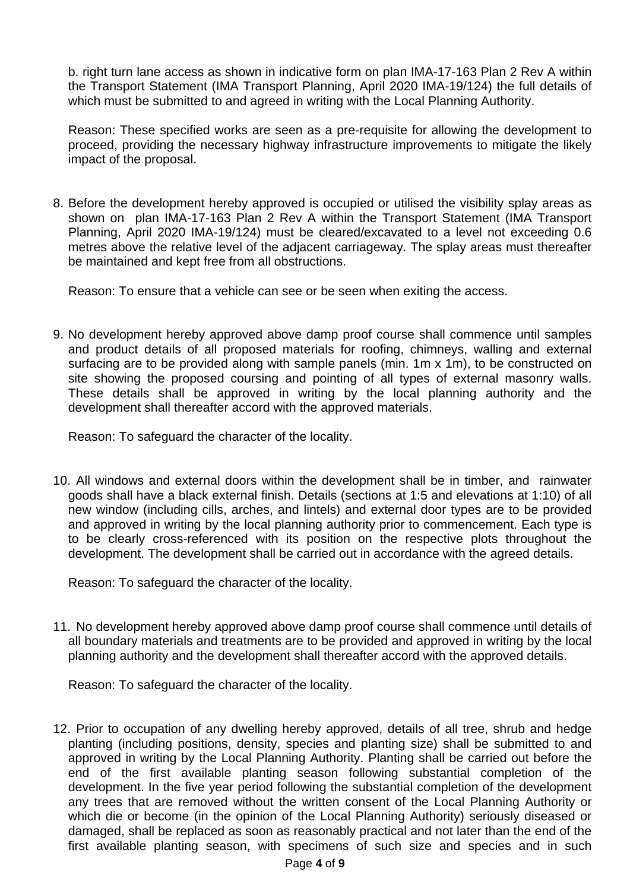b. right turn lane access as shown in indicative form on plan IMA-17-163 Plan 2 Rev A within the Transport Statement (IMA Transport Planning, April 2020 IMA-19/124) the full details of which must be submitted to and agreed in writing with the Local Planning Authority.

Reason: These specified works are seen as a pre-requisite for allowing the development to proceed, providing the necessary highway infrastructure improvements to mitigate the likely impact of the proposal.

8. Before the development hereby approved is occupied or utilised the visibility splay areas as shown on plan IMA-17-163 Plan 2 Rev A within the Transport Statement (IMA Transport Planning, April 2020 IMA-19/124) must be cleared/excavated to a level not exceeding 0.6 metres above the relative level of the adjacent carriageway. The splay areas must thereafter be maintained and kept free from all obstructions.

   Reason: To ensure that a vehicle can see or be seen when exiting the access.

9. No development hereby approved above damp proof course shall commence until samples and product details of all proposed materials for roofing, chimneys, walling and external surfacing are to be provided along with sample panels (min. 1m x 1m), to be constructed on site showing the proposed coursing and pointing of all types of external masonry walls. These details shall be approved in writing by the local planning authority and the development shall thereafter accord with the approved materials.

   Reason: To safeguard the character of the locality.

10. All windows and external doors within the development shall be in timber, and rainwater goods shall have a black external finish. Details (sections at 1:5 and elevations at 1:10) of all new window (including cills, arches, and lintels) and external door types are to be provided and approved in writing by the local planning authority prior to commencement. Each type is to be clearly cross-referenced with its position on the respective plots throughout the development. The development shall be carried out in accordance with the agreed details.

    Reason: To safeguard the character of the locality.

11. No development hereby approved above damp proof course shall commence until details of all boundary materials and treatments are to be provided and approved in writing by the local planning authority and the development shall thereafter accord with the approved details.

    Reason: To safeguard the character of the locality.

12. Prior to occupation of any dwelling hereby approved, details of all tree, shrub and hedge planting (including positions, density, species and planting size) shall be submitted to and approved in writing by the Local Planning Authority. Planting shall be carried out before the end of the first available planting season following substantial completion of the development. In the five year period following the substantial completion of the development any trees that are removed without the written consent of the Local Planning Authority or which die or become (in the opinion of the Local Planning Authority) seriously diseased or damaged, shall be replaced as soon as reasonably practical and not later than the end of the first available planting season, with specimens of such size and species and in such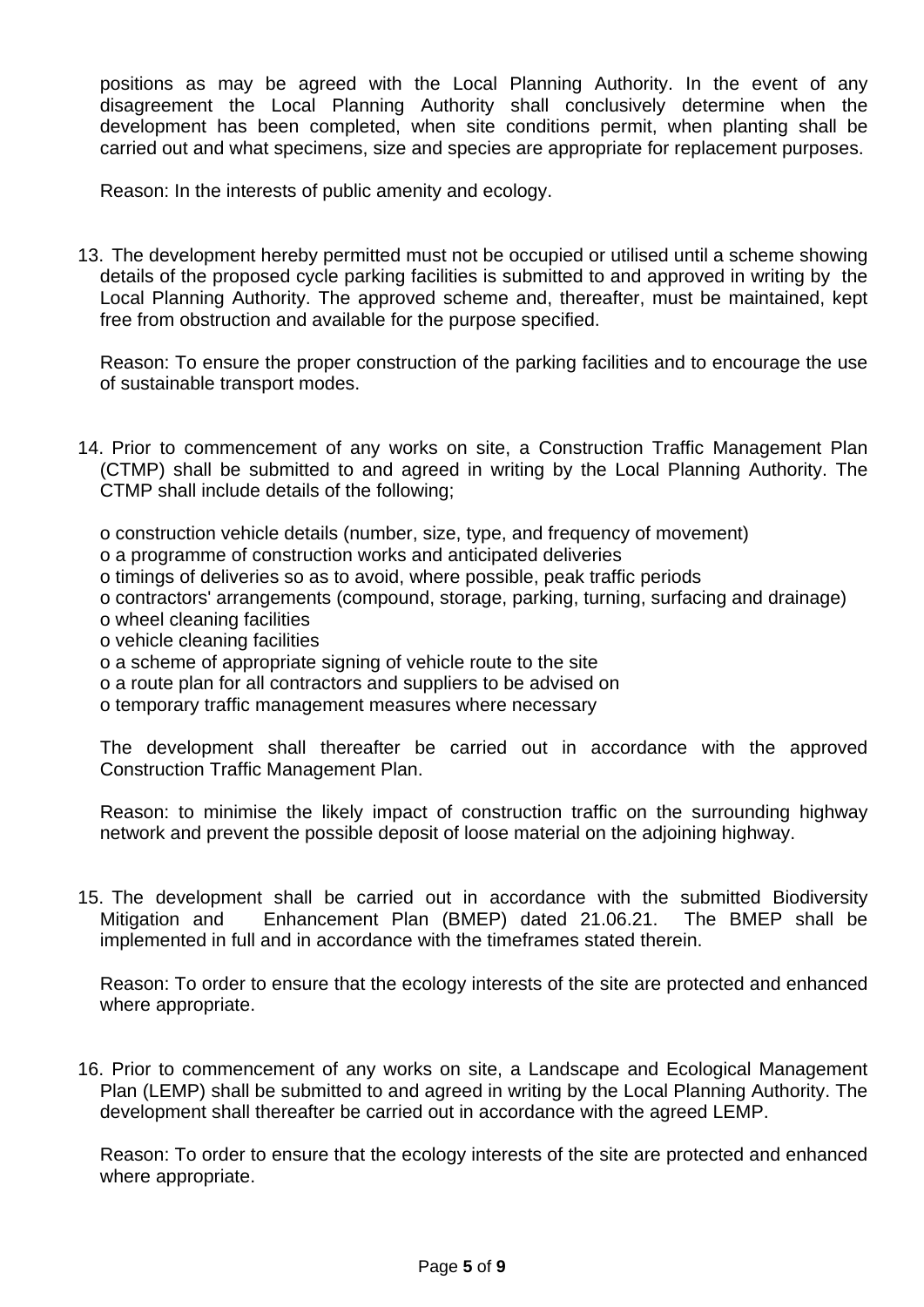positions as may be agreed with the Local Planning Authority. In the event of any disagreement the Local Planning Authority shall conclusively determine when the development has been completed, when site conditions permit, when planting shall be carried out and what specimens, size and species are appropriate for replacement purposes.

Reason: In the interests of public amenity and ecology.

13. The development hereby permitted must not be occupied or utilised until a scheme showing details of the proposed cycle parking facilities is submitted to and approved in writing by the Local Planning Authority. The approved scheme and, thereafter, must be maintained, kept free from obstruction and available for the purpose specified.

    Reason: To ensure the proper construction of the parking facilities and to encourage the use of sustainable transport modes.

14. Prior to commencement of any works on site, a Construction Traffic Management Plan (CTMP) shall be submitted to and agreed in writing by the Local Planning Authority. The CTMP shall include details of the following;

    o construction vehicle details (number, size, type, and frequency of movement)
    o a programme of construction works and anticipated deliveries
    o timings of deliveries so as to avoid, where possible, peak traffic periods
    o contractors' arrangements (compound, storage, parking, turning, surfacing and drainage)
    o wheel cleaning facilities
    o vehicle cleaning facilities
    o a scheme of appropriate signing of vehicle route to the site
    o a route plan for all contractors and suppliers to be advised on
    o temporary traffic management measures where necessary

    The development shall thereafter be carried out in accordance with the approved Construction Traffic Management Plan.

    Reason: to minimise the likely impact of construction traffic on the surrounding highway network and prevent the possible deposit of loose material on the adjoining highway.

15. The development shall be carried out in accordance with the submitted Biodiversity Mitigation and Enhancement Plan (BMEP) dated 21.06.21. The BMEP shall be implemented in full and in accordance with the timeframes stated therein.

    Reason: To order to ensure that the ecology interests of the site are protected and enhanced where appropriate.

16. Prior to commencement of any works on site, a Landscape and Ecological Management Plan (LEMP) shall be submitted to and agreed in writing by the Local Planning Authority. The development shall thereafter be carried out in accordance with the agreed LEMP.

    Reason: To order to ensure that the ecology interests of the site are protected and enhanced where appropriate.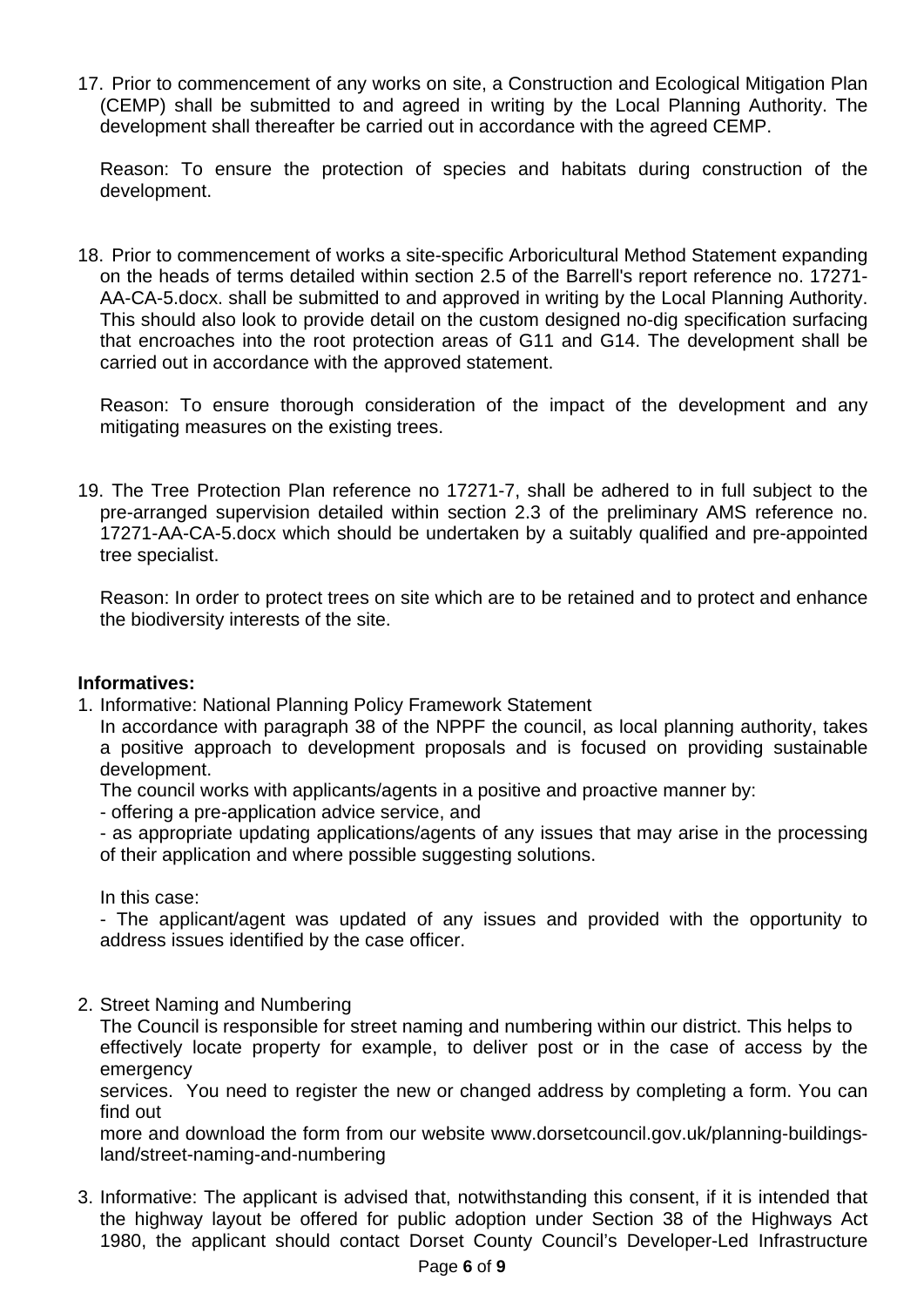17. Prior to commencement of any works on site, a Construction and Ecological Mitigation Plan (CEMP) shall be submitted to and agreed in writing by the Local Planning Authority. The development shall thereafter be carried out in accordance with the agreed CEMP.

    Reason: To ensure the protection of species and habitats during construction of the development.

18. Prior to commencement of works a site-specific Arboricultural Method Statement expanding on the heads of terms detailed within section 2.5 of the Barrell's report reference no. 17271-AA-CA-5.docx. shall be submitted to and approved in writing by the Local Planning Authority. This should also look to provide detail on the custom designed no-dig specification surfacing that encroaches into the root protection areas of G11 and G14. The development shall be carried out in accordance with the approved statement.

    Reason: To ensure thorough consideration of the impact of the development and any mitigating measures on the existing trees.

19. The Tree Protection Plan reference no 17271-7, shall be adhered to in full subject to the pre-arranged supervision detailed within section 2.3 of the preliminary AMS reference no. 17271-AA-CA-5.docx which should be undertaken by a suitably qualified and pre-appointed tree specialist.

    Reason: In order to protect trees on site which are to be retained and to protect and enhance the biodiversity interests of the site.

**Informatives:**

1. Informative: National Planning Policy Framework Statement
   In accordance with paragraph 38 of the NPPF the council, as local planning authority, takes a positive approach to development proposals and is focused on providing sustainable development.
   The council works with applicants/agents in a positive and proactive manner by:
   - offering a pre-application advice service, and
   - as appropriate updating applications/agents of any issues that may arise in the processing of their application and where possible suggesting solutions.

   In this case:
   - The applicant/agent was updated of any issues and provided with the opportunity to address issues identified by the case officer.

2. Street Naming and Numbering
   The Council is responsible for street naming and numbering within our district. This helps to effectively locate property for example, to deliver post or in the case of access by the emergency
   services. You need to register the new or changed address by completing a form. You can find out
   more and download the form from our website www.dorsetcouncil.gov.uk/planning-buildings-land/street-naming-and-numbering

3. Informative: The applicant is advised that, notwithstanding this consent, if it is intended that the highway layout be offered for public adoption under Section 38 of the Highways Act 1980, the applicant should contact Dorset County Council's Developer-Led Infrastructure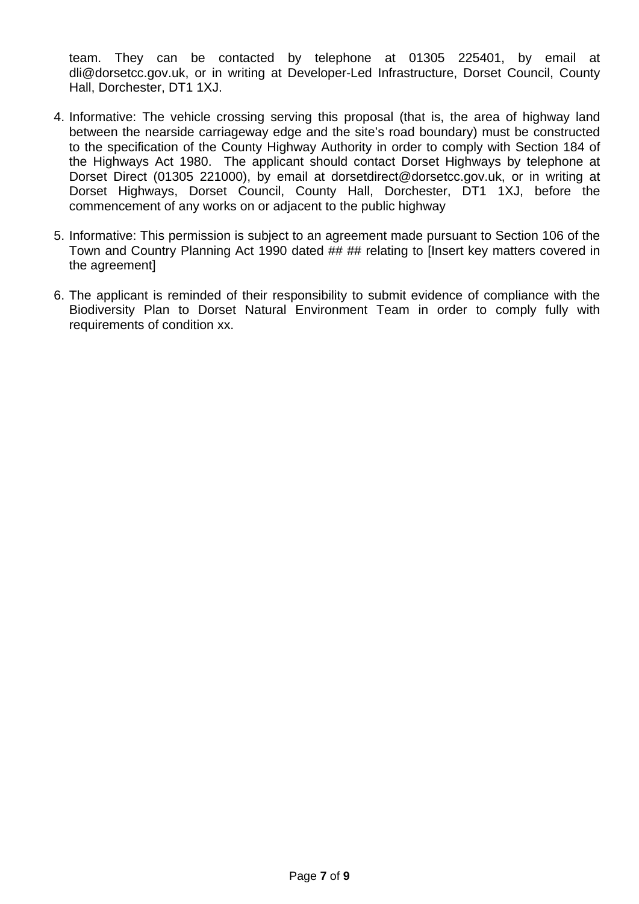team. They can be contacted by telephone at 01305 225401, by email at dli@dorsetcc.gov.uk, or in writing at Developer-Led Infrastructure, Dorset Council, County Hall, Dorchester, DT1 1XJ.

4. Informative: The vehicle crossing serving this proposal (that is, the area of highway land between the nearside carriageway edge and the site's road boundary) must be constructed to the specification of the County Highway Authority in order to comply with Section 184 of the Highways Act 1980. The applicant should contact Dorset Highways by telephone at Dorset Direct (01305 221000), by email at dorsetdirect@dorsetcc.gov.uk, or in writing at Dorset Highways, Dorset Council, County Hall, Dorchester, DT1 1XJ, before the commencement of any works on or adjacent to the public highway

5. Informative: This permission is subject to an agreement made pursuant to Section 106 of the Town and Country Planning Act 1990 dated ## ## relating to [Insert key matters covered in the agreement]

6. The applicant is reminded of their responsibility to submit evidence of compliance with the Biodiversity Plan to Dorset Natural Environment Team in order to comply fully with requirements of condition xx.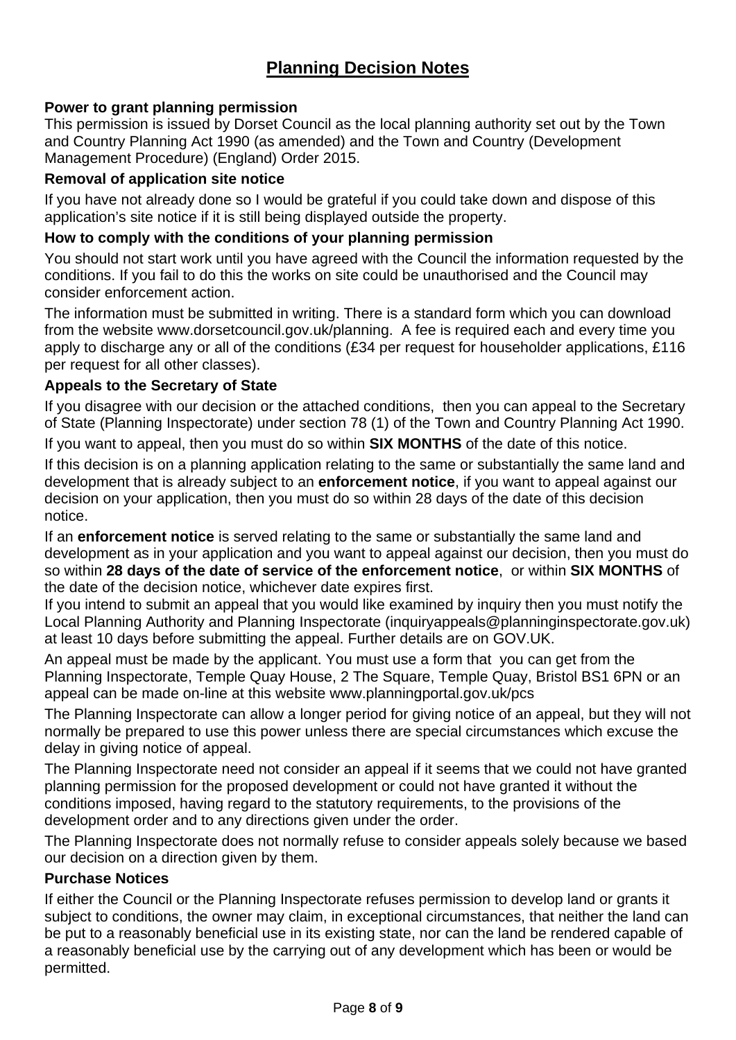# Planning Decision Notes

**Power to grant planning permission**
This permission is issued by Dorset Council as the local planning authority set out by the Town and Country Planning Act 1990 (as amended) and the Town and Country (Development Management Procedure) (England) Order 2015.

**Removal of application site notice**

If you have not already done so I would be grateful if you could take down and dispose of this application's site notice if it is still being displayed outside the property.

**How to comply with the conditions of your planning permission**

You should not start work until you have agreed with the Council the information requested by the conditions. If you fail to do this the works on site could be unauthorised and the Council may consider enforcement action.

The information must be submitted in writing. There is a standard form which you can download from the website www.dorsetcouncil.gov.uk/planning. A fee is required each and every time you apply to discharge any or all of the conditions (£34 per request for householder applications, £116 per request for all other classes).

**Appeals to the Secretary of State**

If you disagree with our decision or the attached conditions, then you can appeal to the Secretary of State (Planning Inspectorate) under section 78 (1) of the Town and Country Planning Act 1990.

If you want to appeal, then you must do so within **SIX MONTHS** of the date of this notice.

If this decision is on a planning application relating to the same or substantially the same land and development that is already subject to an **enforcement notice**, if you want to appeal against our decision on your application, then you must do so within 28 days of the date of this decision notice.

If an **enforcement notice** is served relating to the same or substantially the same land and development as in your application and you want to appeal against our decision, then you must do so within **28 days of the date of service of the enforcement notice**, or within **SIX MONTHS** of the date of the decision notice, whichever date expires first.
If you intend to submit an appeal that you would like examined by inquiry then you must notify the Local Planning Authority and Planning Inspectorate (inquiryappeals@planninginspectorate.gov.uk) at least 10 days before submitting the appeal. Further details are on GOV.UK.

An appeal must be made by the applicant. You must use a form that you can get from the Planning Inspectorate, Temple Quay House, 2 The Square, Temple Quay, Bristol BS1 6PN or an appeal can be made on-line at this website www.planningportal.gov.uk/pcs

The Planning Inspectorate can allow a longer period for giving notice of an appeal, but they will not normally be prepared to use this power unless there are special circumstances which excuse the delay in giving notice of appeal.

The Planning Inspectorate need not consider an appeal if it seems that we could not have granted planning permission for the proposed development or could not have granted it without the conditions imposed, having regard to the statutory requirements, to the provisions of the development order and to any directions given under the order.

The Planning Inspectorate does not normally refuse to consider appeals solely because we based our decision on a direction given by them.

**Purchase Notices**

If either the Council or the Planning Inspectorate refuses permission to develop land or grants it subject to conditions, the owner may claim, in exceptional circumstances, that neither the land can be put to a reasonably beneficial use in its existing state, nor can the land be rendered capable of a reasonably beneficial use by the carrying out of any development which has been or would be permitted.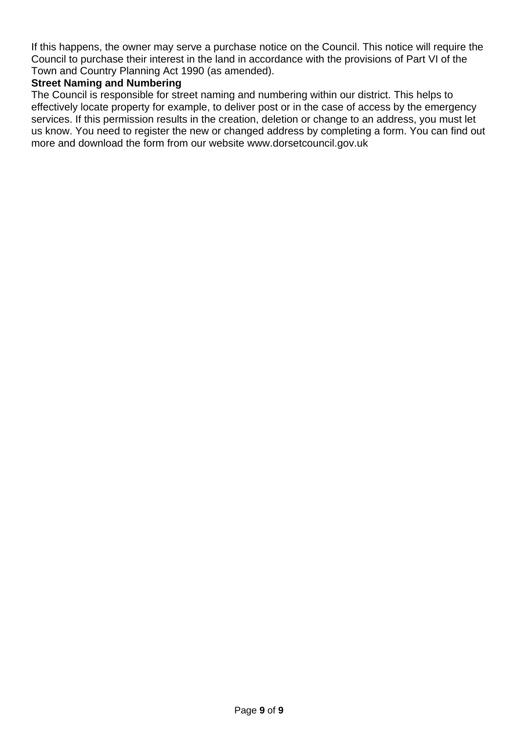If this happens, the owner may serve a purchase notice on the Council. This notice will require the Council to purchase their interest in the land in accordance with the provisions of Part VI of the Town and Country Planning Act 1990 (as amended).

**Street Naming and Numbering**

The Council is responsible for street naming and numbering within our district. This helps to effectively locate property for example, to deliver post or in the case of access by the emergency services. If this permission results in the creation, deletion or change to an address, you must let us know. You need to register the new or changed address by completing a form. You can find out more and download the form from our website www.dorsetcouncil.gov.uk